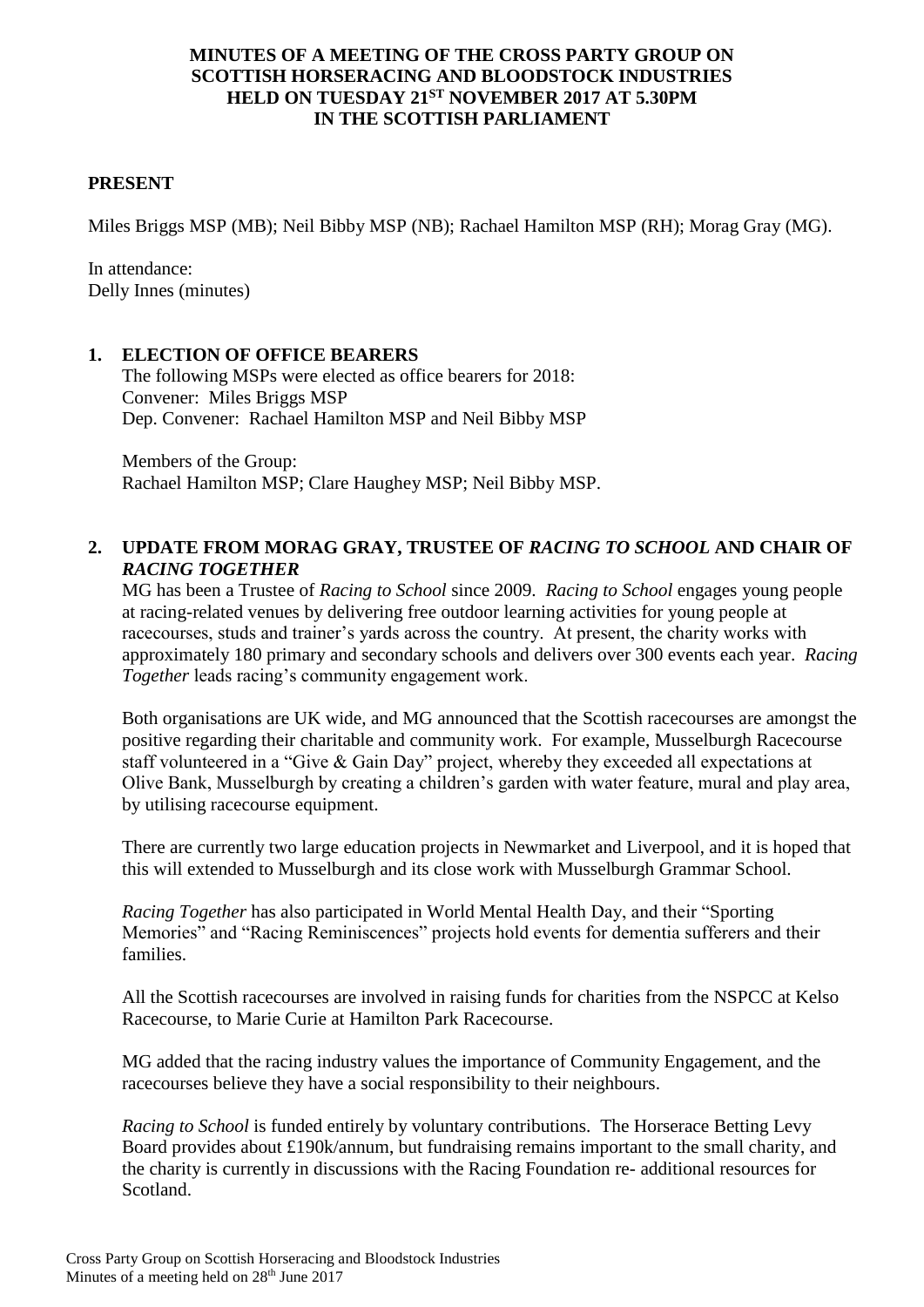# MINUTES OF A MEETING OF THE CROSS PARTY GROUP ON SCOTTISH HORSERACING AND BLOODSTOCK INDUSTRIES HELD ON TUESDAY 21ST NOVEMBER 2017 AT 5.30PM IN THE SCOTTISH PARLIAMENT

**PRESENT**

Miles Briggs MSP (MB); Neil Bibby MSP (NB); Rachael Hamilton MSP (RH); Morag Gray (MG).

In attendance:
Delly Innes (minutes)

**1. ELECTION OF OFFICE BEARERS**

The following MSPs were elected as office bearers for 2018:
Convener: Miles Briggs MSP
Dep. Convener: Rachael Hamilton MSP and Neil Bibby MSP

Members of the Group:
Rachael Hamilton MSP; Clare Haughey MSP; Neil Bibby MSP.

**2. UPDATE FROM MORAG GRAY, TRUSTEE OF *RACING TO SCHOOL* AND CHAIR OF *RACING TOGETHER***

MG has been a Trustee of *Racing to School* since 2009. *Racing to School* engages young people at racing-related venues by delivering free outdoor learning activities for young people at racecourses, studs and trainer's yards across the country. At present, the charity works with approximately 180 primary and secondary schools and delivers over 300 events each year. *Racing Together* leads racing's community engagement work.

Both organisations are UK wide, and MG announced that the Scottish racecourses are amongst the positive regarding their charitable and community work. For example, Musselburgh Racecourse staff volunteered in a "Give & Gain Day" project, whereby they exceeded all expectations at Olive Bank, Musselburgh by creating a children's garden with water feature, mural and play area, by utilising racecourse equipment.

There are currently two large education projects in Newmarket and Liverpool, and it is hoped that this will extended to Musselburgh and its close work with Musselburgh Grammar School.

*Racing Together* has also participated in World Mental Health Day, and their "Sporting Memories" and "Racing Reminiscences" projects hold events for dementia sufferers and their families.

All the Scottish racecourses are involved in raising funds for charities from the NSPCC at Kelso Racecourse, to Marie Curie at Hamilton Park Racecourse.

MG added that the racing industry values the importance of Community Engagement, and the racecourses believe they have a social responsibility to their neighbours.

*Racing to School* is funded entirely by voluntary contributions. The Horserace Betting Levy Board provides about £190k/annum, but fundraising remains important to the small charity, and the charity is currently in discussions with the Racing Foundation re- additional resources for Scotland.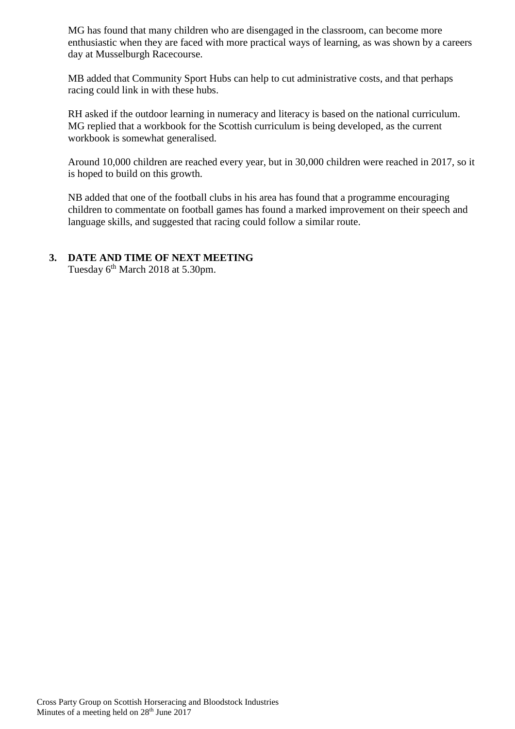MG has found that many children who are disengaged in the classroom, can become more enthusiastic when they are faced with more practical ways of learning, as was shown by a careers day at Musselburgh Racecourse.

MB added that Community Sport Hubs can help to cut administrative costs, and that perhaps racing could link in with these hubs.

RH asked if the outdoor learning in numeracy and literacy is based on the national curriculum. MG replied that a workbook for the Scottish curriculum is being developed, as the current workbook is somewhat generalised.

Around 10,000 children are reached every year, but in 30,000 children were reached in 2017, so it is hoped to build on this growth.

NB added that one of the football clubs in his area has found that a programme encouraging children to commentate on football games has found a marked improvement on their speech and language skills, and suggested that racing could follow a similar route.

**3. DATE AND TIME OF NEXT MEETING**

Tuesday 6th March 2018 at 5.30pm.